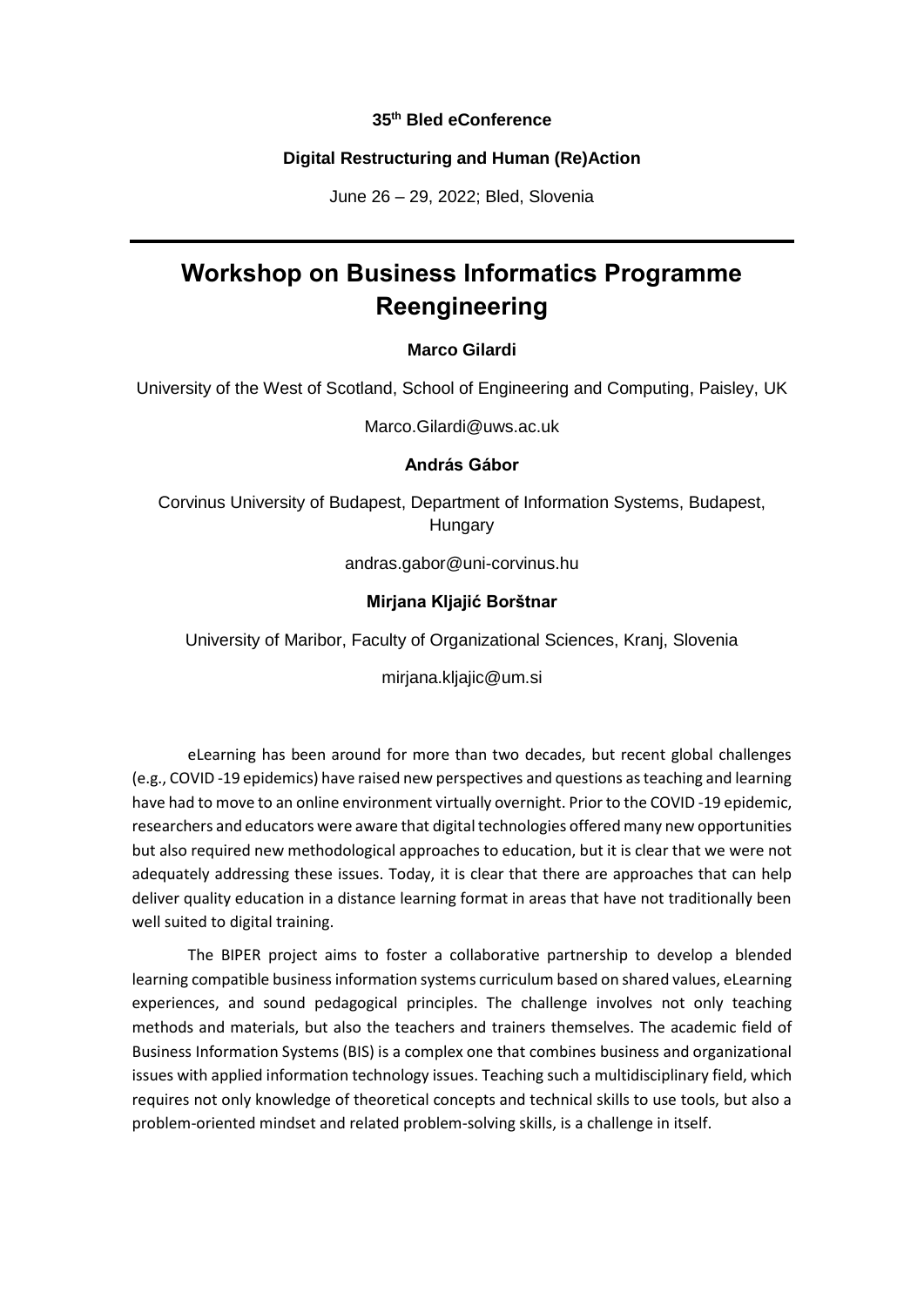**35th Bled eConference**

**Digital Restructuring and Human (Re)Action**

June 26 – 29, 2022; Bled, Slovenia

# Workshop on Business Informatics Programme Reengineering

**Marco Gilardi**

University of the West of Scotland, School of Engineering and Computing, Paisley, UK

Marco.Gilardi@uws.ac.uk

**András Gábor**

Corvinus University of Budapest, Department of Information Systems, Budapest, Hungary

andras.gabor@uni-corvinus.hu

**Mirjana Kljajić Borštnar**

University of Maribor, Faculty of Organizational Sciences, Kranj, Slovenia

mirjana.kljajic@um.si

eLearning has been around for more than two decades, but recent global challenges (e.g., COVID -19 epidemics) have raised new perspectives and questions as teaching and learning have had to move to an online environment virtually overnight. Prior to the COVID -19 epidemic, researchers and educators were aware that digital technologies offered many new opportunities but also required new methodological approaches to education, but it is clear that we were not adequately addressing these issues. Today, it is clear that there are approaches that can help deliver quality education in a distance learning format in areas that have not traditionally been well suited to digital training.

The BIPER project aims to foster a collaborative partnership to develop a blended learning compatible business information systems curriculum based on shared values, eLearning experiences, and sound pedagogical principles. The challenge involves not only teaching methods and materials, but also the teachers and trainers themselves. The academic field of Business Information Systems (BIS) is a complex one that combines business and organizational issues with applied information technology issues. Teaching such a multidisciplinary field, which requires not only knowledge of theoretical concepts and technical skills to use tools, but also a problem-oriented mindset and related problem-solving skills, is a challenge in itself.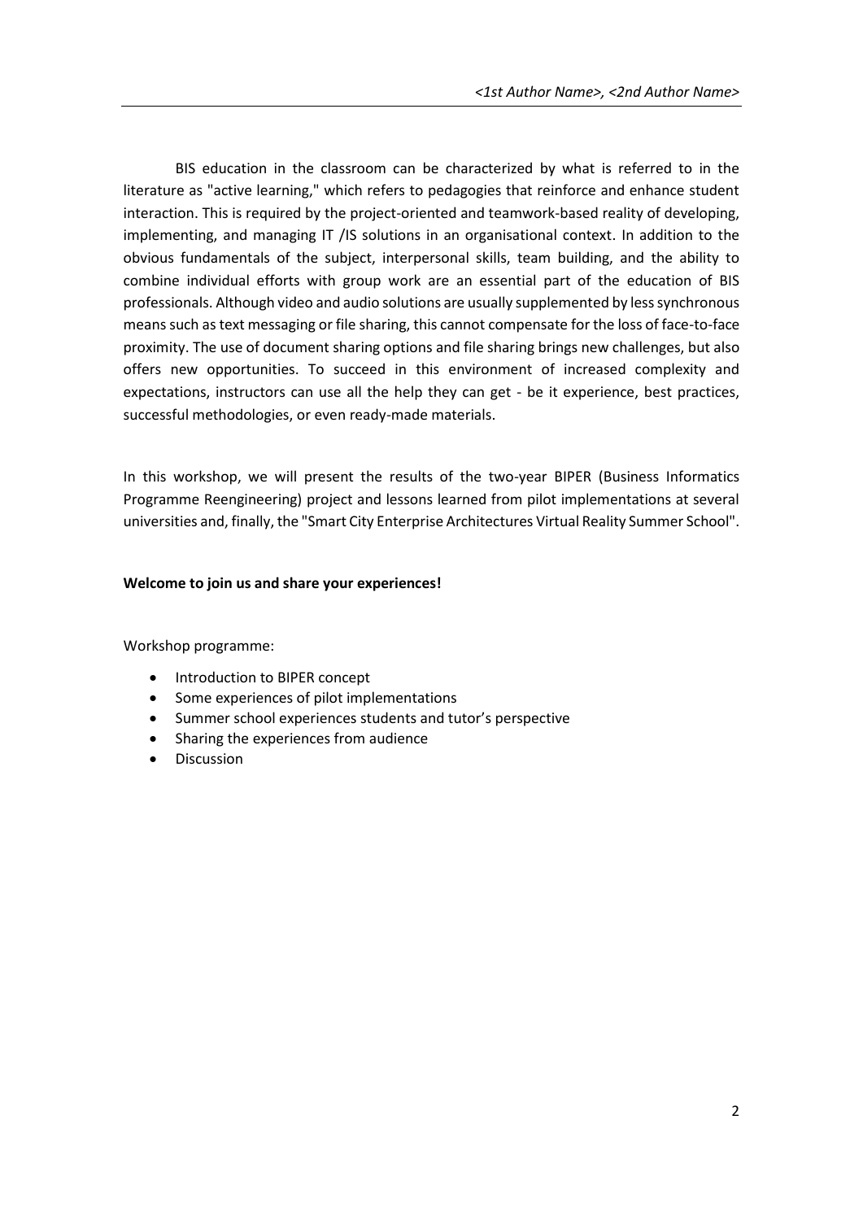BIS education in the classroom can be characterized by what is referred to in the literature as "active learning," which refers to pedagogies that reinforce and enhance student interaction. This is required by the project-oriented and teamwork-based reality of developing, implementing, and managing IT /IS solutions in an organisational context. In addition to the obvious fundamentals of the subject, interpersonal skills, team building, and the ability to combine individual efforts with group work are an essential part of the education of BIS professionals. Although video and audio solutions are usually supplemented by less synchronous means such as text messaging or file sharing, this cannot compensate for the loss of face-to-face proximity. The use of document sharing options and file sharing brings new challenges, but also offers new opportunities. To succeed in this environment of increased complexity and expectations, instructors can use all the help they can get - be it experience, best practices, successful methodologies, or even ready-made materials.

In this workshop, we will present the results of the two-year BIPER (Business Informatics Programme Reengineering) project and lessons learned from pilot implementations at several universities and, finally, the "Smart City Enterprise Architectures Virtual Reality Summer School".

**Welcome to join us and share your experiences!**

Workshop programme:

- Introduction to BIPER concept
- Some experiences of pilot implementations
- Summer school experiences students and tutor's perspective
- Sharing the experiences from audience
- Discussion